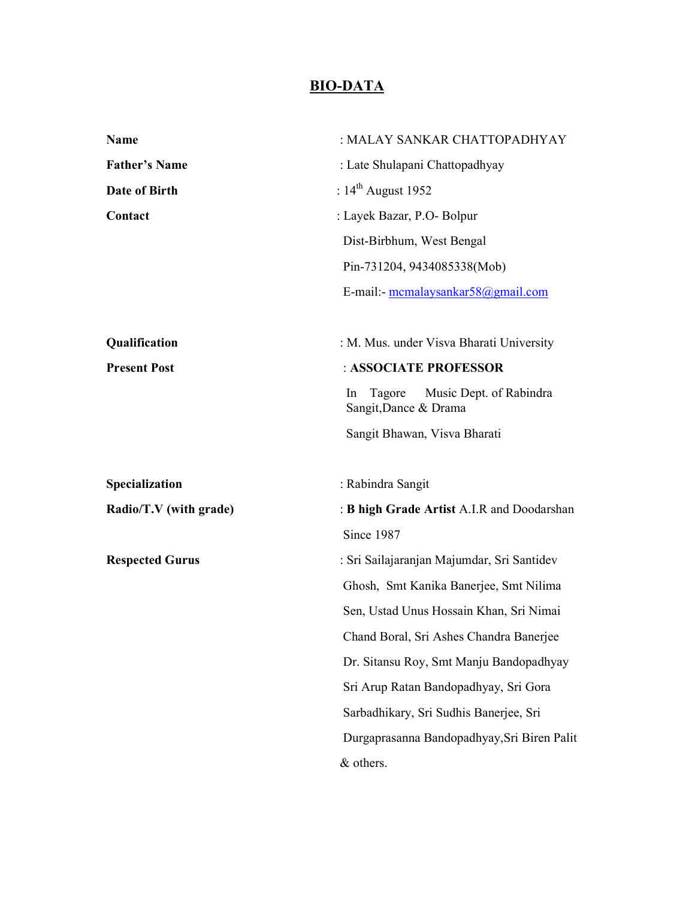# BIO-DATA

| | |
|---|---|
| **Name** | : MALAY SANKAR CHATTOPADHYAY |
| **Father's Name** | : Late Shulapani Chattopadhyay |
| **Date of Birth** | : 14th August 1952 |
| **Contact** | : Layek Bazar, P.O- Bolpur<br>Dist-Birbhum, West Bengal<br>Pin-731204, 9434085338(Mob)<br>E-mail:- mcmalaysankar58@gmail.com |
| **Qualification** | : M. Mus. under Visva Bharati University |
| **Present Post** | : **ASSOCIATE PROFESSOR**<br>In Tagore Music Dept. of Rabindra Sangit,Dance & Drama<br>Sangit Bhawan, Visva Bharati |
| **Specialization** | : Rabindra Sangit |
| **Radio/T.V (with grade)** | : **B high Grade Artist** A.I.R and Doodarshan<br>Since 1987 |
| **Respected Gurus** | : Sri Sailajaranjan Majumdar, Sri Santidev Ghosh, Smt Kanika Banerjee, Smt Nilima Sen, Ustad Unus Hossain Khan, Sri Nimai Chand Boral, Sri Ashes Chandra Banerjee Dr. Sitansu Roy, Smt Manju Bandopadhyay Sri Arup Ratan Bandopadhyay, Sri Gora Sarbadhikary, Sri Sudhis Banerjee, Sri Durgaprasanna Bandopadhyay,Sri Biren Palit & others. |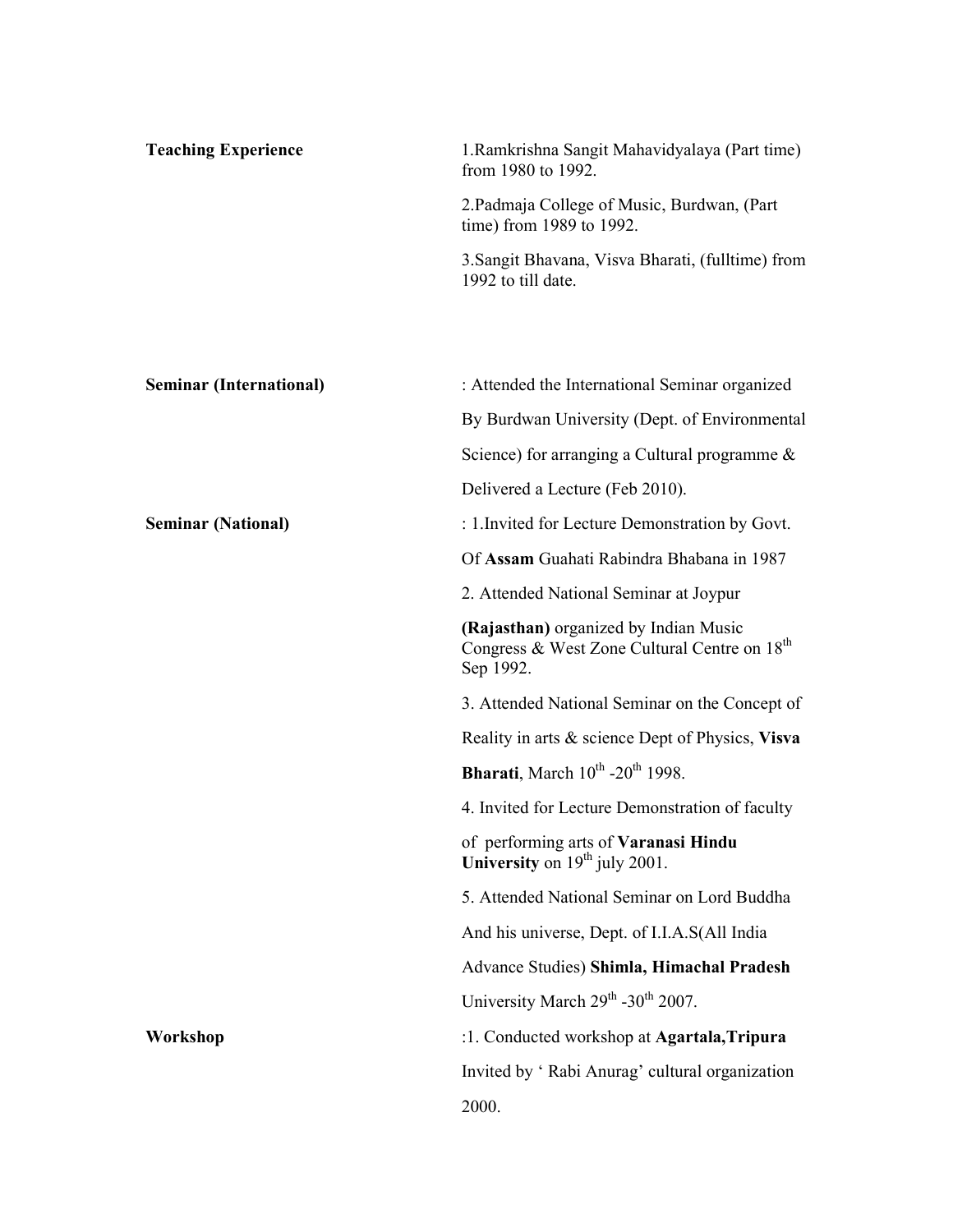**Teaching Experience**

1. Ramkrishna Sangit Mahavidyalaya (Part time) from 1980 to 1992.
2. Padmaja College of Music, Burdwan, (Part time) from 1989 to 1992.
3. Sangit Bhavana, Visva Bharati, (fulltime) from 1992 to till date.

**Seminar (International)**

: Attended the International Seminar organized By Burdwan University (Dept. of Environmental Science) for arranging a Cultural programme & Delivered a Lecture (Feb 2010).

**Seminar (National)**

: 1. Invited for Lecture Demonstration by Govt. Of **Assam** Guahati Rabindra Bhabana in 1987

2. Attended National Seminar at Joypur **(Rajasthan)** organized by Indian Music Congress & West Zone Cultural Centre on 18th Sep 1992.

3. Attended National Seminar on the Concept of Reality in arts & science Dept of Physics, **Visva Bharati**, March 10th -20th 1998.

4. Invited for Lecture Demonstration of faculty of performing arts of **Varanasi Hindu University** on 19th july 2001.

5. Attended National Seminar on Lord Buddha And his universe, Dept. of I.I.A.S(All India Advance Studies) **Shimla, Himachal Pradesh** University March 29th -30th 2007.

**Workshop**

:1. Conducted workshop at **Agartala,Tripura** Invited by ' Rabi Anurag' cultural organization 2000.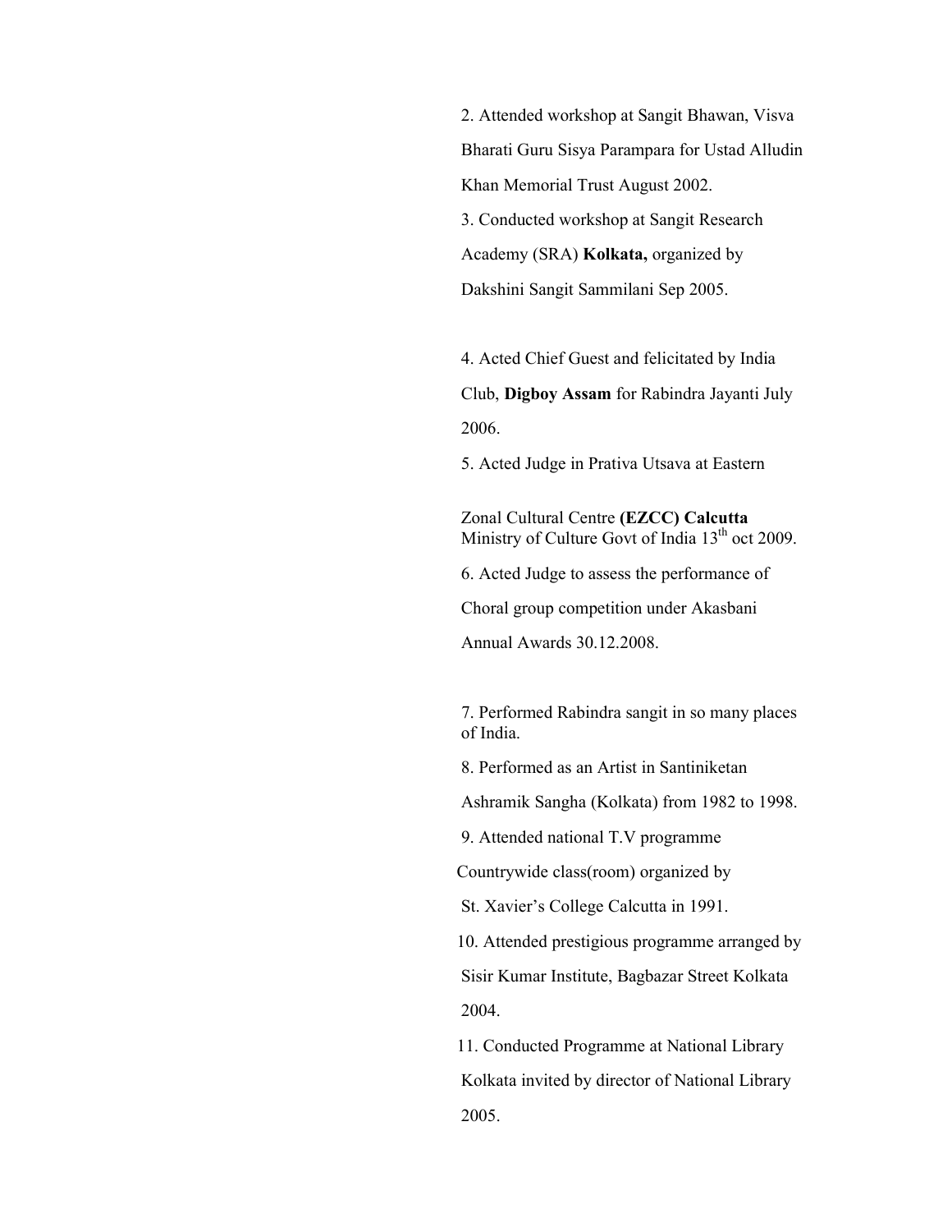2. Attended workshop at Sangit Bhawan, Visva Bharati Guru Sisya Parampara for Ustad Alludin Khan Memorial Trust August 2002.

3. Conducted workshop at Sangit Research Academy (SRA) **Kolkata,** organized by Dakshini Sangit Sammilani Sep 2005.

4. Acted Chief Guest and felicitated by India Club, **Digboy Assam** for Rabindra Jayanti July 2006.

5. Acted Judge in Prativa Utsava at Eastern Zonal Cultural Centre **(EZCC) Calcutta** Ministry of Culture Govt of India 13th oct 2009.

6. Acted Judge to assess the performance of Choral group competition under Akasbani Annual Awards 30.12.2008.

7. Performed Rabindra sangit in so many places of India.

8. Performed as an Artist in Santiniketan Ashramik Sangha (Kolkata) from 1982 to 1998.

9. Attended national T.V programme Countrywide class(room) organized by St. Xavier's College Calcutta in 1991.

10. Attended prestigious programme arranged by Sisir Kumar Institute, Bagbazar Street Kolkata 2004.

11. Conducted Programme at National Library Kolkata invited by director of National Library 2005.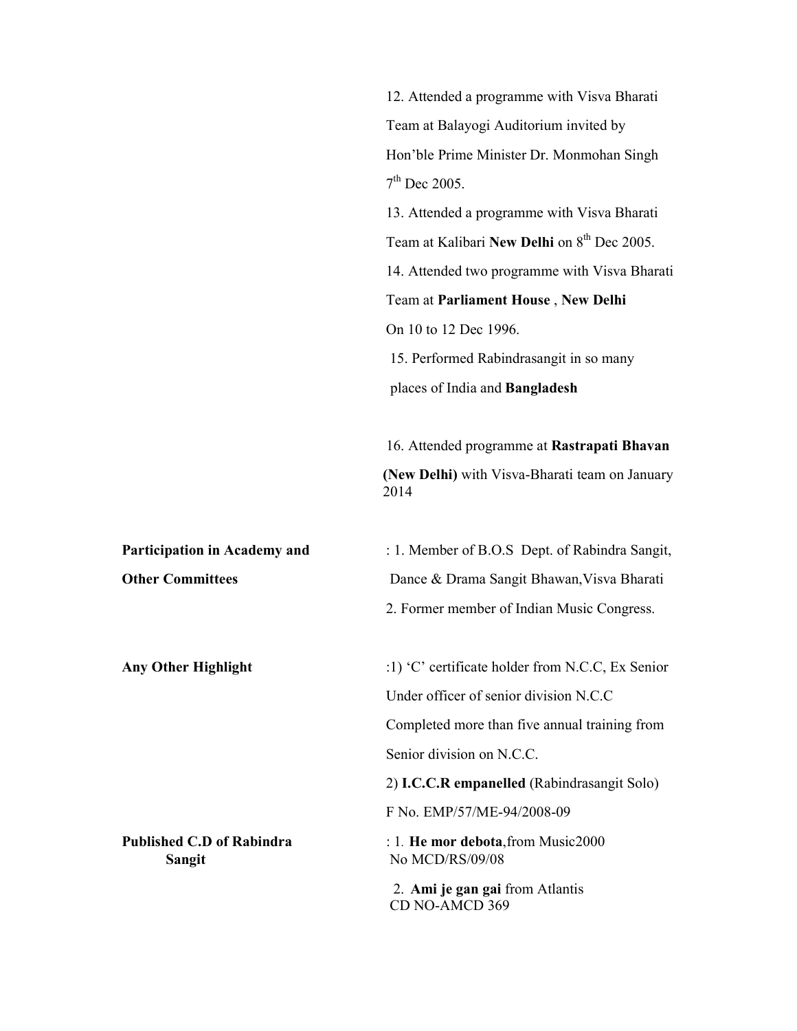12. Attended a programme with Visva Bharati Team at Balayogi Auditorium invited by Hon'ble Prime Minister Dr. Monmohan Singh 7th Dec 2005.

13. Attended a programme with Visva Bharati Team at Kalibari **New Delhi** on 8th Dec 2005.

14. Attended two programme with Visva Bharati Team at **Parliament House** , **New Delhi** On 10 to 12 Dec 1996.

15. Performed Rabindrasangit in so many places of India and **Bangladesh**

16. Attended programme at **Rastrapati Bhavan (New Delhi)** with Visva-Bharati team on January 2014

**Participation in Academy and Other Committees** : 1. Member of B.O.S Dept. of Rabindra Sangit, Dance & Drama Sangit Bhawan,Visva Bharati

2. Former member of Indian Music Congress.

**Any Other Highlight** :1) 'C' certificate holder from N.C.C, Ex Senior Under officer of senior division N.C.C Completed more than five annual training from Senior division on N.C.C.

2) **I.C.C.R empanelled** (Rabindrasangit Solo) F No. EMP/57/ME-94/2008-09

**Published C.D of Rabindra Sangit** : 1. **He mor debota**,from Music2000 No MCD/RS/09/08

2. **Ami je gan gai** from Atlantis CD NO-AMCD 369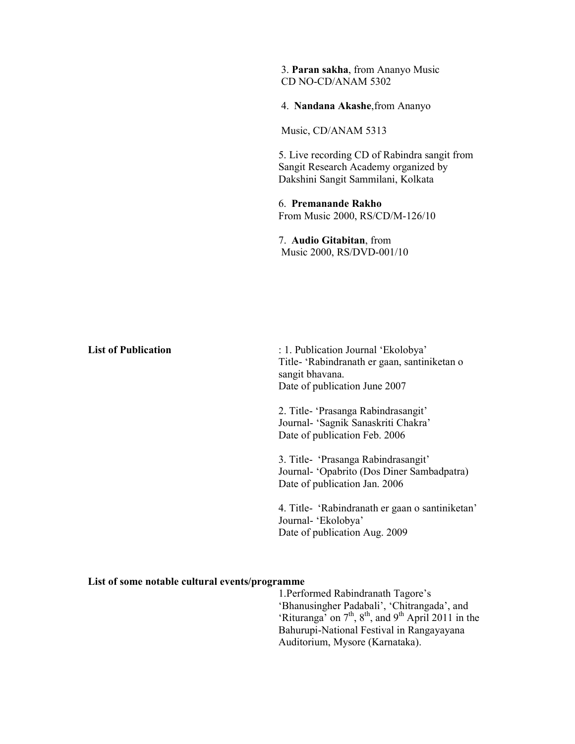3. **Paran sakha**, from Ananyo Music
CD NO-CD/ANAM 5302

4. **Nandana Akashe**,from Ananyo

Music, CD/ANAM 5313

5. Live recording CD of Rabindra sangit from Sangit Research Academy organized by Dakshini Sangit Sammilani, Kolkata

6. **Premanande Rakho**
From Music 2000, RS/CD/M-126/10

7. **Audio Gitabitan**, from
Music 2000, RS/DVD-001/10

**List of Publication** : 1. Publication Journal 'Ekolobya'
Title- 'Rabindranath er gaan, santiniketan o sangit bhavana.
Date of publication June 2007

2. Title- 'Prasanga Rabindrasangit'
Journal- 'Sagnik Sanaskriti Chakra'
Date of publication Feb. 2006

3. Title- 'Prasanga Rabindrasangit'
Journal- 'Opabrito (Dos Diner Sambadpatra)
Date of publication Jan. 2006

4. Title- 'Rabindranath er gaan o santiniketan'
Journal- 'Ekolobya'
Date of publication Aug. 2009

**List of some notable cultural events/programme**

1.Performed Rabindranath Tagore's 'Bhanusingher Padabali', 'Chitrangada', and 'Rituranga' on 7th, 8th, and 9th April 2011 in the Bahurupi-National Festival in Rangayayana Auditorium, Mysore (Karnataka).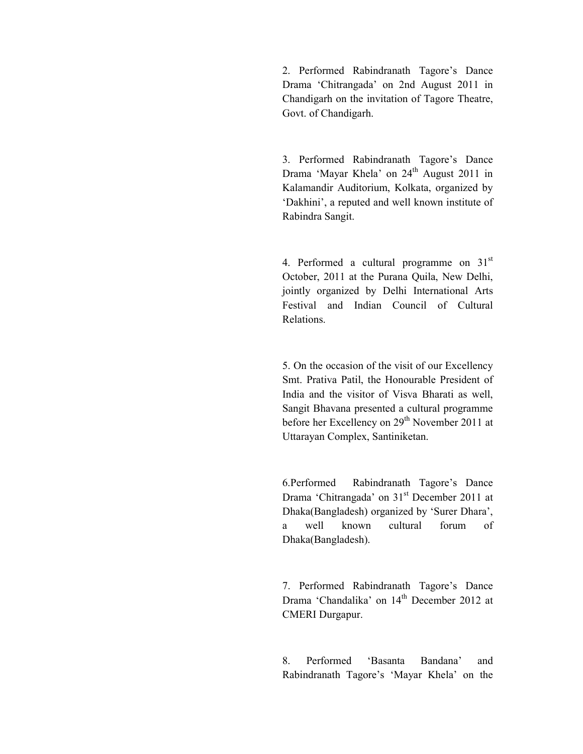2. Performed Rabindranath Tagore's Dance Drama 'Chitrangada' on 2nd August 2011 in Chandigarh on the invitation of Tagore Theatre, Govt. of Chandigarh.

3. Performed Rabindranath Tagore's Dance Drama 'Mayar Khela' on 24th August 2011 in Kalamandir Auditorium, Kolkata, organized by 'Dakhini', a reputed and well known institute of Rabindra Sangit.

4. Performed a cultural programme on 31st October, 2011 at the Purana Quila, New Delhi, jointly organized by Delhi International Arts Festival and Indian Council of Cultural Relations.

5. On the occasion of the visit of our Excellency Smt. Prativa Patil, the Honourable President of India and the visitor of Visva Bharati as well, Sangit Bhavana presented a cultural programme before her Excellency on 29th November 2011 at Uttarayan Complex, Santiniketan.

6.Performed Rabindranath Tagore's Dance Drama 'Chitrangada' on 31st December 2011 at Dhaka(Bangladesh) organized by 'Surer Dhara', a well known cultural forum of Dhaka(Bangladesh).

7. Performed Rabindranath Tagore's Dance Drama 'Chandalika' on 14th December 2012 at CMERI Durgapur.

8. Performed 'Basanta Bandana' and Rabindranath Tagore's 'Mayar Khela' on the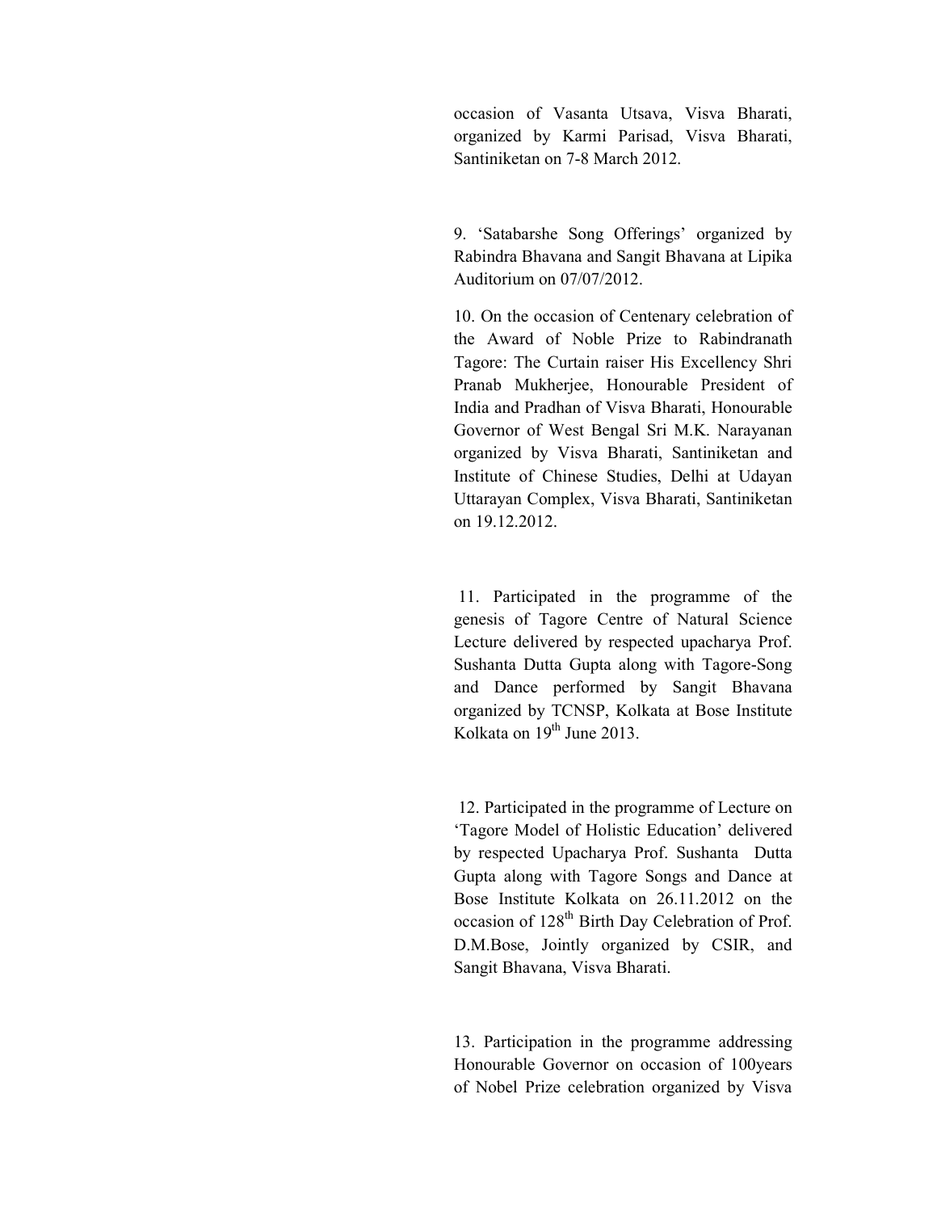occasion of Vasanta Utsava, Visva Bharati, organized by Karmi Parisad, Visva Bharati, Santiniketan on 7-8 March 2012.

9. 'Satabarshe Song Offerings' organized by Rabindra Bhavana and Sangit Bhavana at Lipika Auditorium on 07/07/2012.

10. On the occasion of Centenary celebration of the Award of Noble Prize to Rabindranath Tagore: The Curtain raiser His Excellency Shri Pranab Mukherjee, Honourable President of India and Pradhan of Visva Bharati, Honourable Governor of West Bengal Sri M.K. Narayanan organized by Visva Bharati, Santiniketan and Institute of Chinese Studies, Delhi at Udayan Uttarayan Complex, Visva Bharati, Santiniketan on 19.12.2012.

11. Participated in the programme of the genesis of Tagore Centre of Natural Science Lecture delivered by respected upacharya Prof. Sushanta Dutta Gupta along with Tagore-Song and Dance performed by Sangit Bhavana organized by TCNSP, Kolkata at Bose Institute Kolkata on 19th June 2013.

12. Participated in the programme of Lecture on 'Tagore Model of Holistic Education' delivered by respected Upacharya Prof. Sushanta Dutta Gupta along with Tagore Songs and Dance at Bose Institute Kolkata on 26.11.2012 on the occasion of 128th Birth Day Celebration of Prof. D.M.Bose, Jointly organized by CSIR, and Sangit Bhavana, Visva Bharati.

13. Participation in the programme addressing Honourable Governor on occasion of 100years of Nobel Prize celebration organized by Visva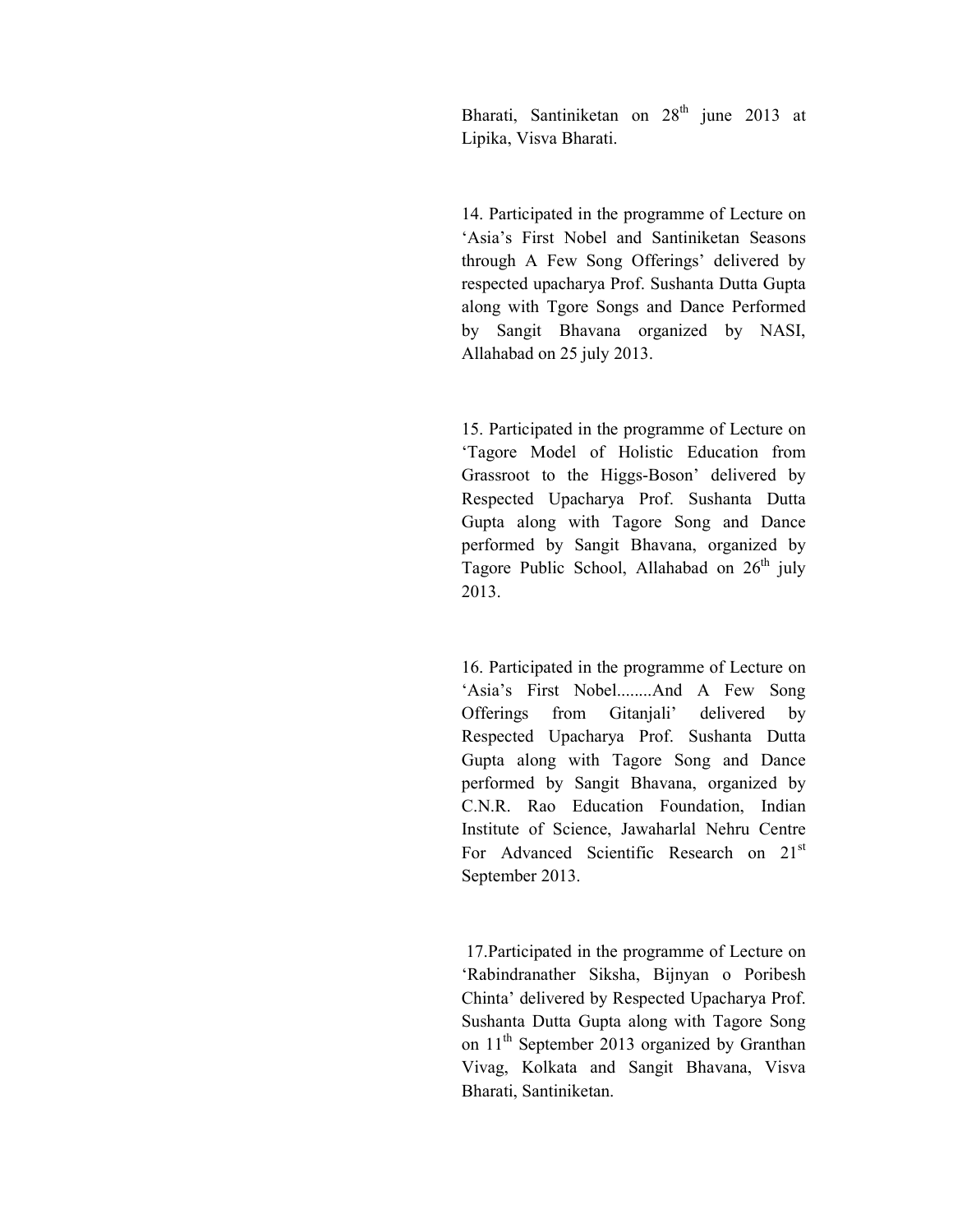Bharati, Santiniketan on 28th june 2013 at Lipika, Visva Bharati.

14. Participated in the programme of Lecture on 'Asia's First Nobel and Santiniketan Seasons through A Few Song Offerings' delivered by respected upacharya Prof. Sushanta Dutta Gupta along with Tgore Songs and Dance Performed by Sangit Bhavana organized by NASI, Allahabad on 25 july 2013.

15. Participated in the programme of Lecture on 'Tagore Model of Holistic Education from Grassroot to the Higgs-Boson' delivered by Respected Upacharya Prof. Sushanta Dutta Gupta along with Tagore Song and Dance performed by Sangit Bhavana, organized by Tagore Public School, Allahabad on 26th july 2013.

16. Participated in the programme of Lecture on 'Asia's First Nobel........And A Few Song Offerings from Gitanjali' delivered by Respected Upacharya Prof. Sushanta Dutta Gupta along with Tagore Song and Dance performed by Sangit Bhavana, organized by C.N.R. Rao Education Foundation, Indian Institute of Science, Jawaharlal Nehru Centre For Advanced Scientific Research on 21st September 2013.

17. Participated in the programme of Lecture on 'Rabindranather Siksha, Bijnyan o Poribesh Chinta' delivered by Respected Upacharya Prof. Sushanta Dutta Gupta along with Tagore Song on 11th September 2013 organized by Granthan Vivag, Kolkata and Sangit Bhavana, Visva Bharati, Santiniketan.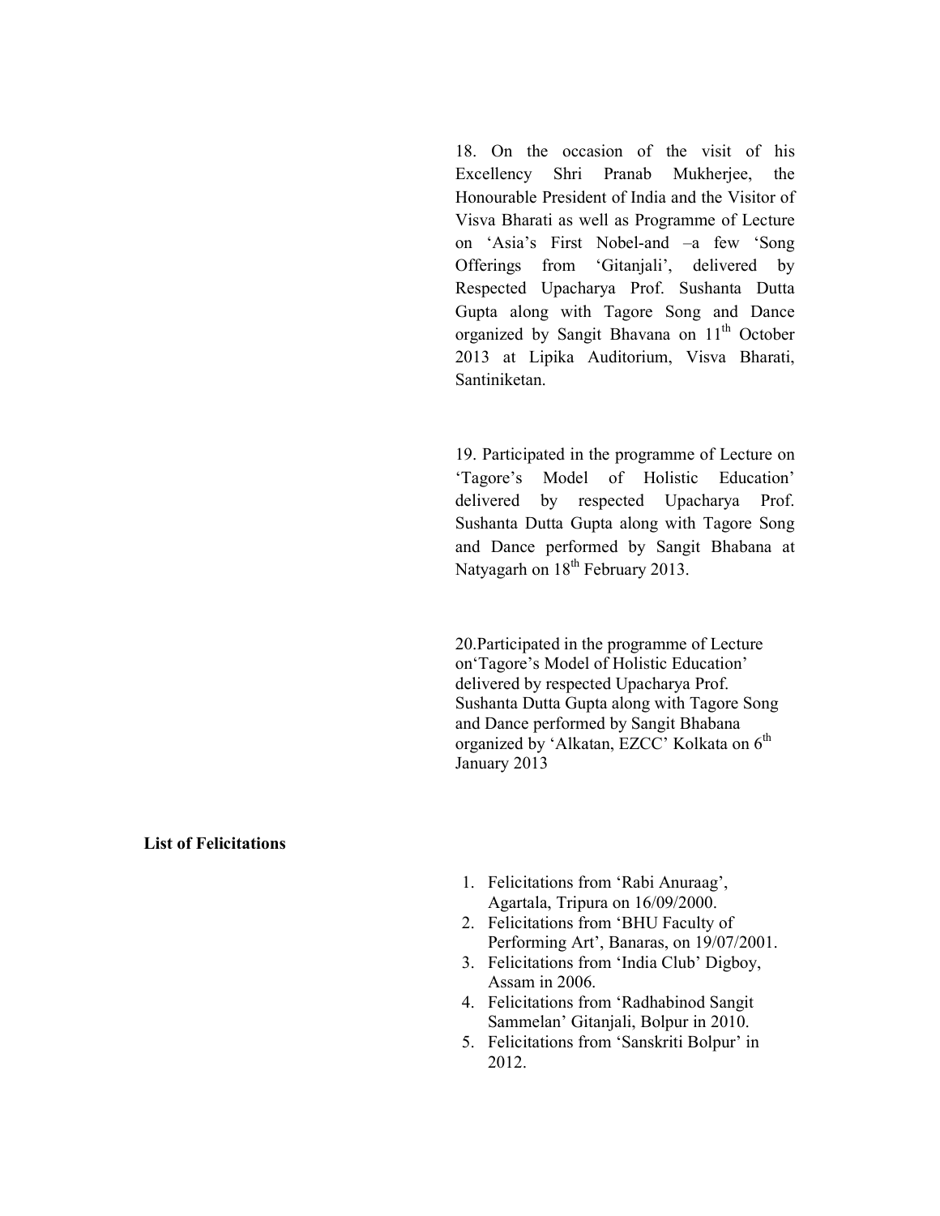18. On the occasion of the visit of his Excellency Shri Pranab Mukherjee, the Honourable President of India and the Visitor of Visva Bharati as well as Programme of Lecture on 'Asia's First Nobel-and –a few 'Song Offerings from 'Gitanjali', delivered by Respected Upacharya Prof. Sushanta Dutta Gupta along with Tagore Song and Dance organized by Sangit Bhavana on 11th October 2013 at Lipika Auditorium, Visva Bharati, Santiniketan.

19. Participated in the programme of Lecture on 'Tagore's Model of Holistic Education' delivered by respected Upacharya Prof. Sushanta Dutta Gupta along with Tagore Song and Dance performed by Sangit Bhabana at Natyagarh on 18th February 2013.

20.Participated in the programme of Lecture on'Tagore's Model of Holistic Education' delivered by respected Upacharya Prof. Sushanta Dutta Gupta along with Tagore Song and Dance performed by Sangit Bhabana organized by 'Alkatan, EZCC' Kolkata on 6th January 2013

**List of Felicitations**

1. Felicitations from 'Rabi Anuraag', Agartala, Tripura on 16/09/2000.
2. Felicitations from 'BHU Faculty of Performing Art', Banaras, on 19/07/2001.
3. Felicitations from 'India Club' Digboy, Assam in 2006.
4. Felicitations from 'Radhabinod Sangit Sammelan' Gitanjali, Bolpur in 2010.
5. Felicitations from 'Sanskriti Bolpur' in 2012.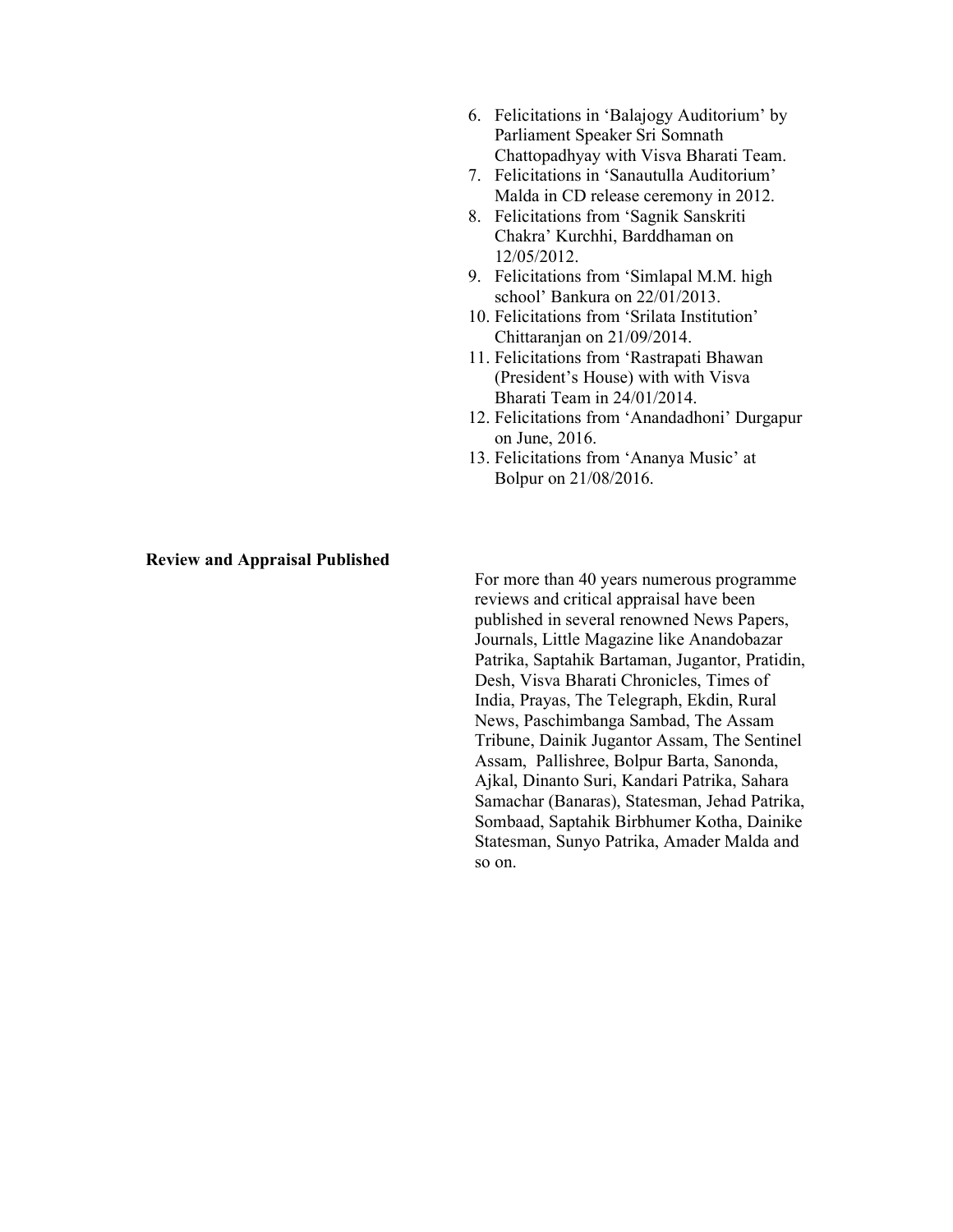6. Felicitations in 'Balajogy Auditorium' by Parliament Speaker Sri Somnath Chattopadhyay with Visva Bharati Team.
7. Felicitations in 'Sanautulla Auditorium' Malda in CD release ceremony in 2012.
8. Felicitations from 'Sagnik Sanskriti Chakra' Kurchhi, Barddhaman on 12/05/2012.
9. Felicitations from 'Simlapal M.M. high school' Bankura on 22/01/2013.
10. Felicitations from 'Srilata Institution' Chittaranjan on 21/09/2014.
11. Felicitations from 'Rastrapati Bhawan (President's House) with with Visva Bharati Team in 24/01/2014.
12. Felicitations from 'Anandadhoni' Durgapur on June, 2016.
13. Felicitations from 'Ananya Music' at Bolpur on 21/08/2016.

**Review and Appraisal Published**

For more than 40 years numerous programme reviews and critical appraisal have been published in several renowned News Papers, Journals, Little Magazine like Anandobazar Patrika, Saptahik Bartaman, Jugantor, Pratidin, Desh, Visva Bharati Chronicles, Times of India, Prayas, The Telegraph, Ekdin, Rural News, Paschimbanga Sambad, The Assam Tribune, Dainik Jugantor Assam, The Sentinel Assam, Pallishree, Bolpur Barta, Sanonda, Ajkal, Dinanto Suri, Kandari Patrika, Sahara Samachar (Banaras), Statesman, Jehad Patrika, Sombaad, Saptahik Birbhumer Kotha, Dainike Statesman, Sunyo Patrika, Amader Malda and so on.